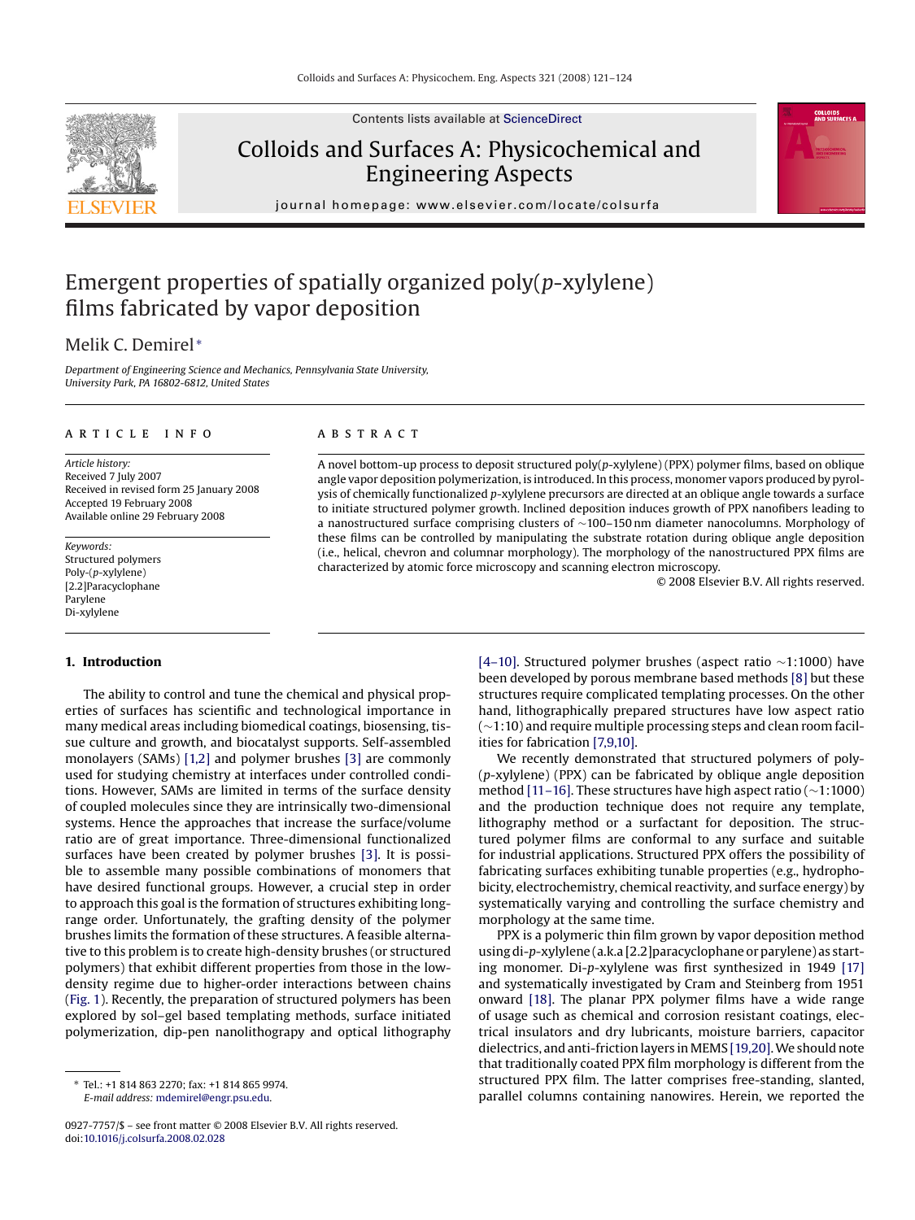# Emergent properties of spatially organized poly(*p*-xylylene) films fabricated by vapor deposition

Melik C. Demirel*

*Department of Engineering Science and Mechanics, Pennsylvania State University, University Park, PA 16802-6812, United States*

## ARTICLE INFO

*Article history:*
Received 7 July 2007
Received in revised form 25 January 2008
Accepted 19 February 2008
Available online 29 February 2008

*Keywords:*
Structured polymers
Poly-(*p*-xylylene)
[2.2]Paracyclophane
Parylene
Di-xylylene

## ABSTRACT

A novel bottom-up process to deposit structured poly(*p*-xylylene) (PPX) polymer films, based on oblique angle vapor deposition polymerization, is introduced. In this process, monomer vapors produced by pyrolysis of chemically functionalized *p*-xylylene precursors are directed at an oblique angle towards a surface to initiate structured polymer growth. Inclined deposition induces growth of PPX nanofibers leading to a nanostructured surface comprising clusters of ~100–150 nm diameter nanocolumns. Morphology of these films can be controlled by manipulating the substrate rotation during oblique angle deposition (i.e., helical, chevron and columnar morphology). The morphology of the nanostructured PPX films are characterized by atomic force microscopy and scanning electron microscopy.

© 2008 Elsevier B.V. All rights reserved.

## 1. Introduction

The ability to control and tune the chemical and physical properties of surfaces has scientific and technological importance in many medical areas including biomedical coatings, biosensing, tissue culture and growth, and biocatalyst supports. Self-assembled monolayers (SAMs) [1,2] and polymer brushes [3] are commonly used for studying chemistry at interfaces under controlled conditions. However, SAMs are limited in terms of the surface density of coupled molecules since they are intrinsically two-dimensional systems. Hence the approaches that increase the surface/volume ratio are of great importance. Three-dimensional functionalized surfaces have been created by polymer brushes [3]. It is possible to assemble many possible combinations of monomers that have desired functional groups. However, a crucial step in order to approach this goal is the formation of structures exhibiting long-range order. Unfortunately, the grafting density of the polymer brushes limits the formation of these structures. A feasible alternative to this problem is to create high-density brushes (or structured polymers) that exhibit different properties from those in the low-density regime due to higher-order interactions between chains (Fig. 1). Recently, the preparation of structured polymers has been explored by sol–gel based templating methods, surface initiated polymerization, dip-pen nanolithograpy and optical lithography [4–10]. Structured polymer brushes (aspect ratio ~1:1000) have been developed by porous membrane based methods [8] but these structures require complicated templating processes. On the other hand, lithographically prepared structures have low aspect ratio (~1:10) and require multiple processing steps and clean room facilities for fabrication [7,9,10].

We recently demonstrated that structured polymers of poly-(*p*-xylylene) (PPX) can be fabricated by oblique angle deposition method [11–16]. These structures have high aspect ratio (~1:1000) and the production technique does not require any template, lithography method or a surfactant for deposition. The structured polymer films are conformal to any surface and suitable for industrial applications. Structured PPX offers the possibility of fabricating surfaces exhibiting tunable properties (e.g., hydrophobicity, electrochemistry, chemical reactivity, and surface energy) by systematically varying and controlling the surface chemistry and morphology at the same time.

PPX is a polymeric thin film grown by vapor deposition method using di-*p*-xylylene (a.k.a [2.2]paracyclophane or parylene) as starting monomer. Di-*p*-xylylene was first synthesized in 1949 [17] and systematically investigated by Cram and Steinberg from 1951 onward [18]. The planar PPX polymer films have a wide range of usage such as chemical and corrosion resistant coatings, electrical insulators and dry lubricants, moisture barriers, capacitor dielectrics, and anti-friction layers in MEMS [19,20]. We should note that traditionally coated PPX film morphology is different from the structured PPX film. The latter comprises free-standing, slanted, parallel columns containing nanowires. Herein, we reported the

---

* Tel.: +1 814 863 2270; fax: +1 814 865 9974.
*E-mail address:* mdemirel@engr.psu.edu.

0927-7757/$ – see front matter © 2008 Elsevier B.V. All rights reserved.
doi:10.1016/j.colsurfa.2008.02.028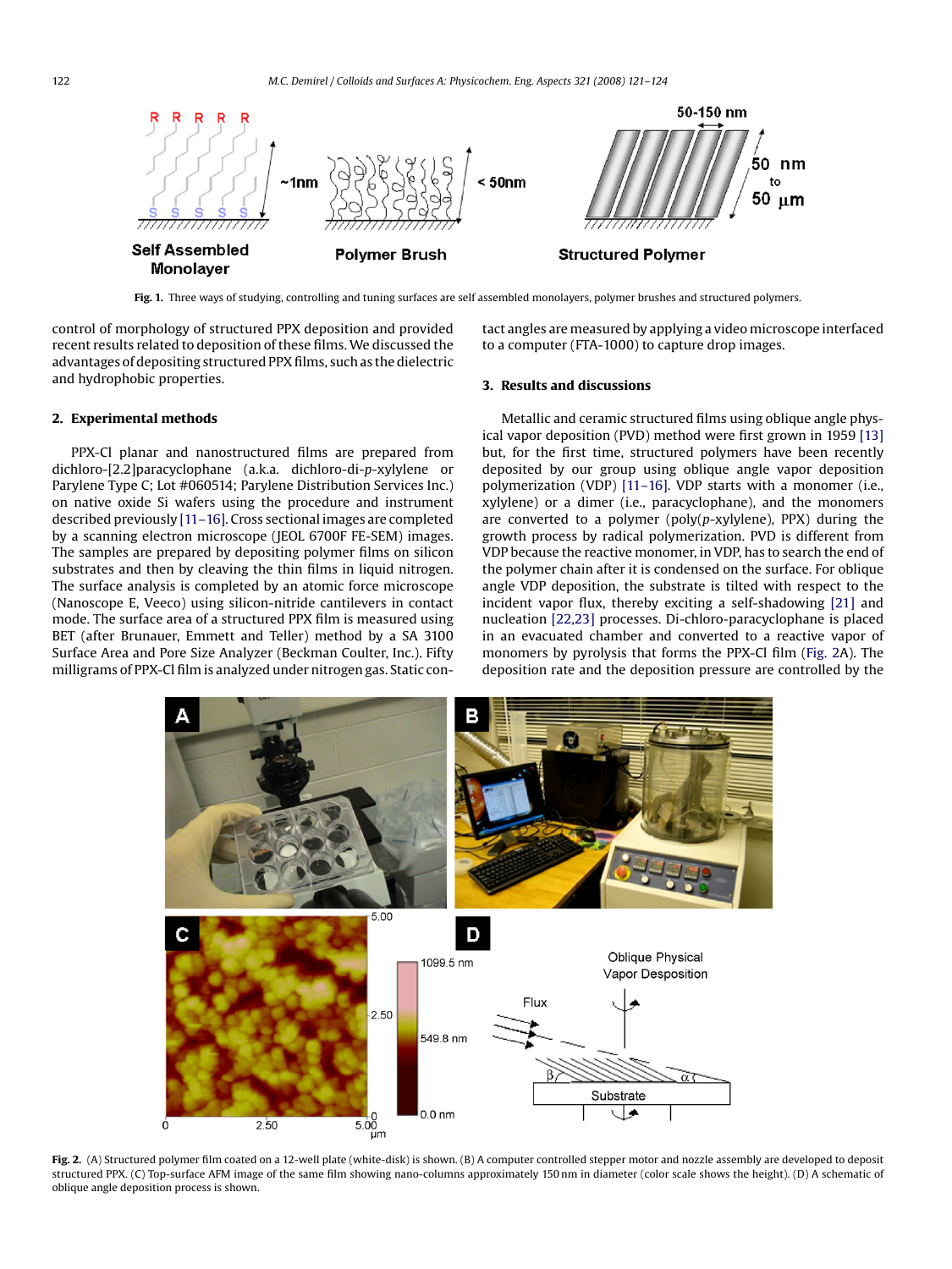Fig. 1. Three ways of studying, controlling and tuning surfaces are self assembled monolayers, polymer brushes and structured polymers.

control of morphology of structured PPX deposition and provided recent results related to deposition of these films. We discussed the advantages of depositing structured PPX films, such as the dielectric and hydrophobic properties.

## 2. Experimental methods

PPX-Cl planar and nanostructured films are prepared from dichloro-[2.2]paracyclophane (a.k.a. dichloro-di-*p*-xylylene or Parylene Type C; Lot #060514; Parylene Distribution Services Inc.) on native oxide Si wafers using the procedure and instrument described previously [11–16]. Cross sectional images are completed by a scanning electron microscope (JEOL 6700F FE-SEM) images. The samples are prepared by depositing polymer films on silicon substrates and then by cleaving the thin films in liquid nitrogen. The surface analysis is completed by an atomic force microscope (Nanoscope E, Veeco) using silicon-nitride cantilevers in contact mode. The surface area of a structured PPX film is measured using BET (after Brunauer, Emmett and Teller) method by a SA 3100 Surface Area and Pore Size Analyzer (Beckman Coulter, Inc.). Fifty milligrams of PPX-Cl film is analyzed under nitrogen gas. Static contact angles are measured by applying a video microscope interfaced to a computer (FTA-1000) to capture drop images.

## 3. Results and discussions

Metallic and ceramic structured films using oblique angle physical vapor deposition (PVD) method were first grown in 1959 [13] but, for the first time, structured polymers have been recently deposited by our group using oblique angle vapor deposition polymerization (VDP) [11–16]. VDP starts with a monomer (i.e., xylylene) or a dimer (i.e., paracyclophane), and the monomers are converted to a polymer (poly(*p*-xylylene), PPX) during the growth process by radical polymerization. PVD is different from VDP because the reactive monomer, in VDP, has to search the end of the polymer chain after it is condensed on the surface. For oblique angle VDP deposition, the substrate is tilted with respect to the incident vapor flux, thereby exciting a self-shadowing [21] and nucleation [22,23] processes. Di-chloro-paracyclophane is placed in an evacuated chamber and converted to a reactive vapor of monomers by pyrolysis that forms the PPX-Cl film (Fig. 2A). The deposition rate and the deposition pressure are controlled by the

Fig. 2. (A) Structured polymer film coated on a 12-well plate (white-disk) is shown. (B) A computer controlled stepper motor and nozzle assembly are developed to deposit structured PPX. (C) Top-surface AFM image of the same film showing nano-columns approximately 150 nm in diameter (color scale shows the height). (D) A schematic of oblique angle deposition process is shown.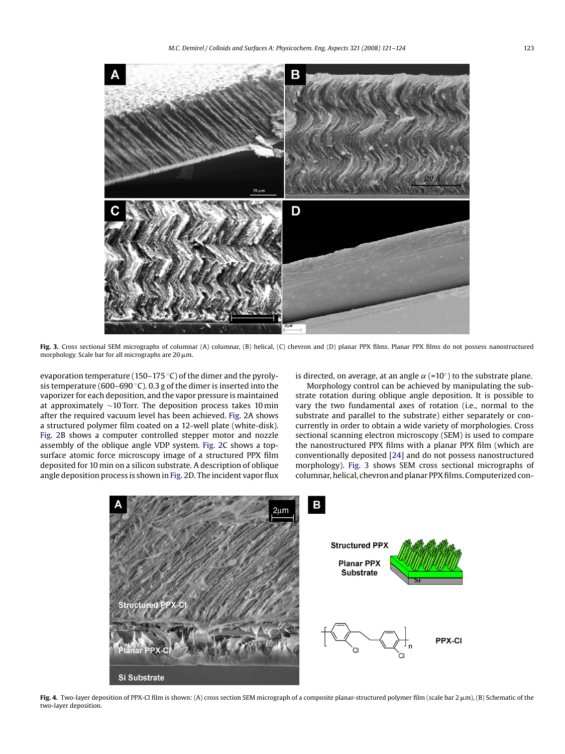Fig. 3. Cross sectional SEM micrographs of columnar (A) columnar, (B) helical, (C) chevron and (D) planar PPX films. Planar PPX films do not possess nanostructured morphology. Scale bar for all micrographs are 20 μm.

evaporation temperature (150–175 °C) of the dimer and the pyrolysis temperature (600–690 °C). 0.3 g of the dimer is inserted into the vaporizer for each deposition, and the vapor pressure is maintained at approximately ∼10 Torr. The deposition process takes 10 min after the required vacuum level has been achieved. Fig. 2A shows a structured polymer film coated on a 12-well plate (white-disk). Fig. 2B shows a computer controlled stepper motor and nozzle assembly of the oblique angle VDP system. Fig. 2C shows a top-surface atomic force microscopy image of a structured PPX film deposited for 10 min on a silicon substrate. A description of oblique angle deposition process is shown in Fig. 2D. The incident vapor flux is directed, on average, at an angle $\alpha$ (=10°) to the substrate plane.

Morphology control can be achieved by manipulating the substrate rotation during oblique angle deposition. It is possible to vary the two fundamental axes of rotation (i.e., normal to the substrate and parallel to the substrate) either separately or concurrently in order to obtain a wide variety of morphologies. Cross sectional scanning electron microscopy (SEM) is used to compare the nanostructured PPX films with a planar PPX film (which are conventionally deposited [24] and do not possess nanostructured morphology). Fig. 3 shows SEM cross sectional micrographs of columnar, helical, chevron and planar PPX films. Computerized con-

Fig. 4. Two-layer deposition of PPX-Cl film is shown: (A) cross section SEM micrograph of a composite planar-structured polymer film (scale bar 2 μm), (B) Schematic of the two-layer deposition.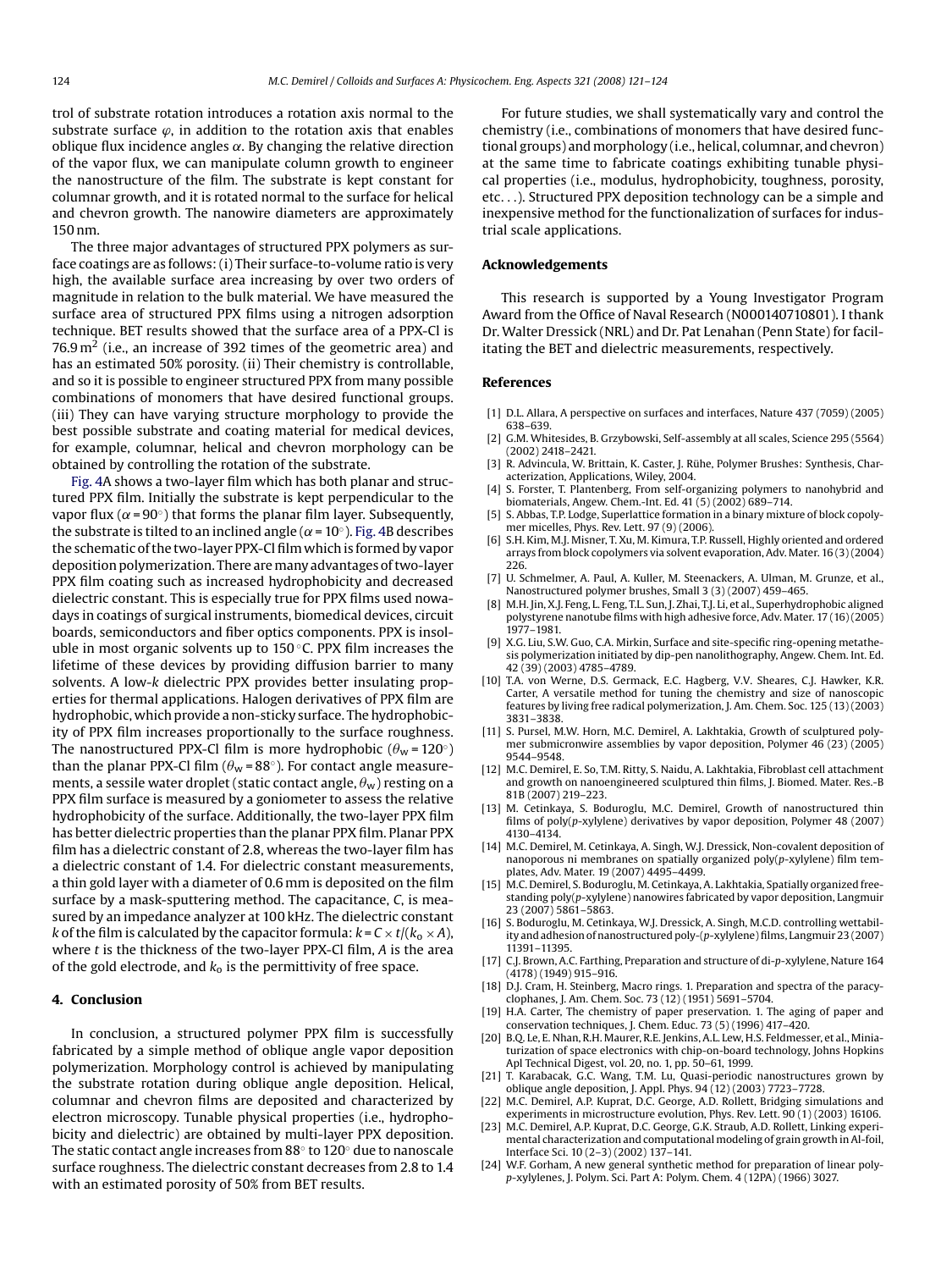trol of substrate rotation introduces a rotation axis normal to the substrate surface $\varphi$, in addition to the rotation axis that enables oblique flux incidence angles $\alpha$. By changing the relative direction of the vapor flux, we can manipulate column growth to engineer the nanostructure of the film. The substrate is kept constant for columnar growth, and it is rotated normal to the surface for helical and chevron growth. The nanowire diameters are approximately 150 nm.

The three major advantages of structured PPX polymers as surface coatings are as follows: (i) Their surface-to-volume ratio is very high, the available surface area increasing by over two orders of magnitude in relation to the bulk material. We have measured the surface area of structured PPX films using a nitrogen adsorption technique. BET results showed that the surface area of a PPX-Cl is 76.9 $m^2$ (i.e., an increase of 392 times of the geometric area) and has an estimated 50% porosity. (ii) Their chemistry is controllable, and so it is possible to engineer structured PPX from many possible combinations of monomers that have desired functional groups. (iii) They can have varying structure morphology to provide the best possible substrate and coating material for medical devices, for example, columnar, helical and chevron morphology can be obtained by controlling the rotation of the substrate.

Fig. 4A shows a two-layer film which has both planar and structured PPX film. Initially the substrate is kept perpendicular to the vapor flux ($\alpha = 90^\circ$) that forms the planar film layer. Subsequently, the substrate is tilted to an inclined angle ($\alpha = 10^\circ$). Fig. 4B describes the schematic of the two-layer PPX-Cl film which is formed by vapor deposition polymerization. There are many advantages of two-layer PPX film coating such as increased hydrophobicity and decreased dielectric constant. This is especially true for PPX films used nowadays in coatings of surgical instruments, biomedical devices, circuit boards, semiconductors and fiber optics components. PPX is insoluble in most organic solvents up to 150 °C. PPX film increases the lifetime of these devices by providing diffusion barrier to many solvents. A low-$k$ dielectric PPX provides better insulating properties for thermal applications. Halogen derivatives of PPX film are hydrophobic, which provide a non-sticky surface. The hydrophobicity of PPX film increases proportionally to the surface roughness. The nanostructured PPX-Cl film is more hydrophobic ($\theta_w = 120^\circ$) than the planar PPX-Cl film ($\theta_w = 88^\circ$). For contact angle measurements, a sessile water droplet (static contact angle, $\theta_w$) resting on a PPX film surface is measured by a goniometer to assess the relative hydrophobicity of the surface. Additionally, the two-layer PPX film has better dielectric properties than the planar PPX film. Planar PPX film has a dielectric constant of 2.8, whereas the two-layer film has a dielectric constant of 1.4. For dielectric constant measurements, a thin gold layer with a diameter of 0.6 mm is deposited on the film surface by a mask-sputtering method. The capacitance, $C$, is measured by an impedance analyzer at 100 kHz. The dielectric constant $k$ of the film is calculated by the capacitor formula: $k = C \times t/(k_o \times A)$, where $t$ is the thickness of the two-layer PPX-Cl film, $A$ is the area of the gold electrode, and $k_o$ is the permittivity of free space.

## 4. Conclusion

In conclusion, a structured polymer PPX film is successfully fabricated by a simple method of oblique angle vapor deposition polymerization. Morphology control is achieved by manipulating the substrate rotation during oblique angle deposition. Helical, columnar and chevron films are deposited and characterized by electron microscopy. Tunable physical properties (i.e., hydrophobicity and dielectric) are obtained by multi-layer PPX deposition. The static contact angle increases from 88° to 120° due to nanoscale surface roughness. The dielectric constant decreases from 2.8 to 1.4 with an estimated porosity of 50% from BET results.

For future studies, we shall systematically vary and control the chemistry (i.e., combinations of monomers that have desired functional groups) and morphology (i.e., helical, columnar, and chevron) at the same time to fabricate coatings exhibiting tunable physical properties (i.e., modulus, hydrophobicity, toughness, porosity, etc. . .). Structured PPX deposition technology can be a simple and inexpensive method for the functionalization of surfaces for industrial scale applications.

## Acknowledgements

This research is supported by a Young Investigator Program Award from the Office of Naval Research (N000140710801). I thank Dr. Walter Dressick (NRL) and Dr. Pat Lenahan (Penn State) for facilitating the BET and dielectric measurements, respectively.

## References

[1] D.L. Allara, A perspective on surfaces and interfaces, Nature 437 (7059) (2005) 638–639.

[2] G.M. Whitesides, B. Grzybowski, Self-assembly at all scales, Science 295 (5564) (2002) 2418–2421.

[3] R. Advincula, W. Brittain, K. Caster, J. Rühe, Polymer Brushes: Synthesis, Characterization, Applications, Wiley, 2004.

[4] S. Forster, T. Plantenberg, From self-organizing polymers to nanohybrid and biomaterials, Angew. Chem.-Int. Ed. 41 (5) (2002) 689–714.

[5] S. Abbas, T.P. Lodge, Superlattice formation in a binary mixture of block copolymer micelles, Phys. Rev. Lett. 97 (9) (2006).

[6] S.H. Kim, M.J. Misner, T. Xu, M. Kimura, T.P. Russell, Highly oriented and ordered arrays from block copolymers via solvent evaporation, Adv. Mater. 16 (3) (2004) 226.

[7] U. Schmelmer, A. Paul, A. Kuller, M. Steenackers, A. Ulman, M. Grunze, et al., Nanostructured polymer brushes, Small 3 (3) (2007) 459–465.

[8] M.H. Jin, X.J. Feng, L. Feng, T.L. Sun, J. Zhai, T.J. Li, et al., Superhydrophobic aligned polystyrene nanotube films with high adhesive force, Adv. Mater. 17 (16) (2005) 1977–1981.

[9] X.G. Liu, S.W. Guo, C.A. Mirkin, Surface and site-specific ring-opening metathesis polymerization initiated by dip-pen nanolithography, Angew. Chem. Int. Ed. 42 (39) (2003) 4785–4789.

[10] T.A. von Werne, D.S. Germack, E.C. Hagberg, V.V. Sheares, C.J. Hawker, K.R. Carter, A versatile method for tuning the chemistry and size of nanoscopic features by living free radical polymerization, J. Am. Chem. Soc. 125 (13) (2003) 3831–3838.

[11] S. Pursel, M.W. Horn, M.C. Demirel, A. Lakhtakia, Growth of sculptured polymer submicronwire assemblies by vapor deposition, Polymer 46 (23) (2005) 9544–9548.

[12] M.C. Demirel, E. So, T.M. Ritty, S. Naidu, A. Lakhtakia, Fibroblast cell attachment and growth on nanoengineered sculptured thin films, J. Biomed. Mater. Res.-B 81B (2007) 219–223.

[13] M. Cetinkaya, S. Boduroglu, M.C. Demirel, Growth of nanostructured thin films of poly(p-xylylene) derivatives by vapor deposition, Polymer 48 (2007) 4130–4134.

[14] M.C. Demirel, M. Cetinkaya, A. Singh, W.J. Dressick, Non-covalent deposition of nanoporous ni membranes on spatially organized poly(p-xylylene) film templates, Adv. Mater. 19 (2007) 4495–4499.

[15] M.C. Demirel, S. Boduroglu, M. Cetinkaya, A. Lakhtakia, Spatially organized free-standing poly(p-xylylene) nanowires fabricated by vapor deposition, Langmuir 23 (2007) 5861–5863.

[16] S. Boduroglu, M. Cetinkaya, W.J. Dressick, A. Singh, M.C.D. controlling wettability and adhesion of nanostructured poly-(p-xylylene) films, Langmuir 23 (2007) 11391–11395.

[17] C.J. Brown, A.C. Farthing, Preparation and structure of di-p-xylylene, Nature 164 (4178) (1949) 915–916.

[18] D.J. Cram, H. Steinberg, Macro rings. 1. Preparation and spectra of the paracyclophanes, J. Am. Chem. Soc. 73 (12) (1951) 5691–5704.

[19] H.A. Carter, The chemistry of paper preservation. 1. The aging of paper and conservation techniques, J. Chem. Educ. 73 (5) (1996) 417–420.

[20] B.Q. Le, E. Nhan, R.H. Maurer, R.E. Jenkins, A.L. Lew, H.S. Feldmesser, et al., Miniaturization of space electronics with chip-on-board technology, Johns Hopkins Apl Technical Digest, vol. 20, no. 1, pp. 50–61, 1999.

[21] T. Karabacak, G.C. Wang, T.M. Lu, Quasi-periodic nanostructures grown by oblique angle deposition, J. Appl. Phys. 94 (12) (2003) 7723–7728.

[22] M.C. Demirel, A.P. Kuprat, D.C. George, A.D. Rollett, Bridging simulations and experiments in microstructure evolution, Phys. Rev. Lett. 90 (1) (2003) 16106.

[23] M.C. Demirel, A.P. Kuprat, D.C. George, G.K. Straub, A.D. Rollett, Linking experimental characterization and computational modeling of grain growth in Al-foil, Interface Sci. 10 (2–3) (2002) 137–141.

[24] W.F. Gorham, A new general synthetic method for preparation of linear poly-p-xylylenes, J. Polym. Sci. Part A: Polym. Chem. 4 (12PA) (1966) 3027.